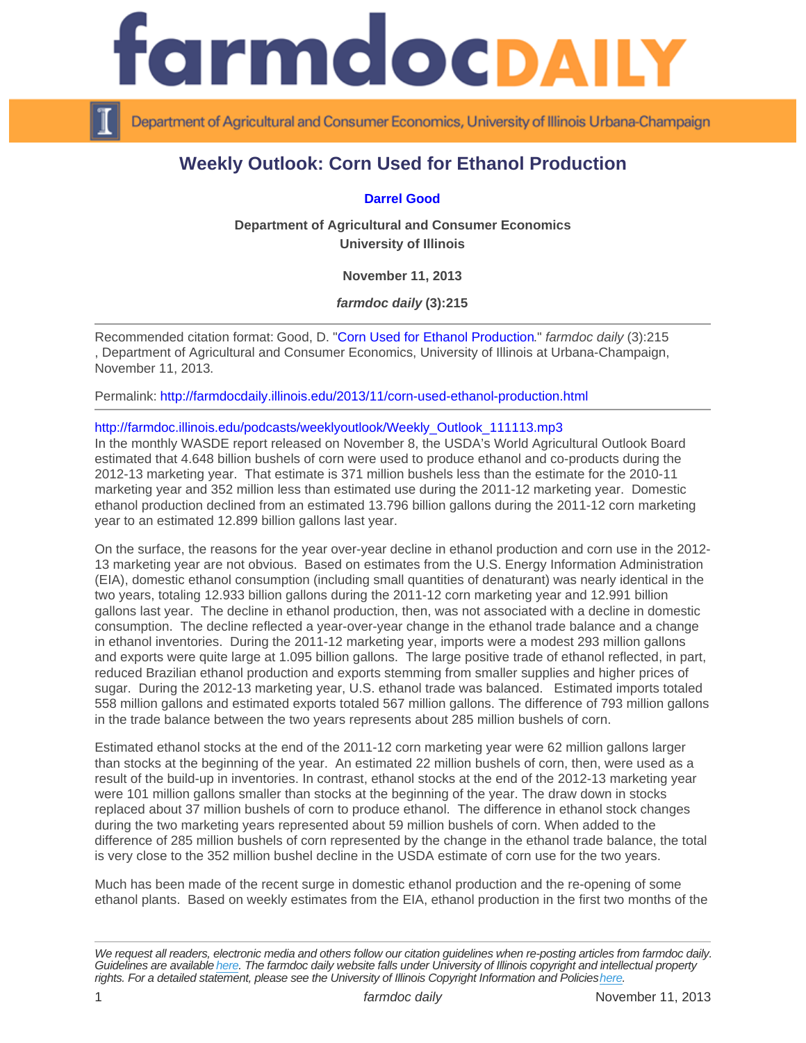# Weekly Outlook: Corn Used for Ethanol Production

**Darrel Good**

**Department of Agricultural and Consumer Economics**
**University of Illinois**

**November 11, 2013**

***farmdoc daily* (3):215**

---

Recommended citation format: Good, D. "Corn Used for Ethanol Production." *farmdoc daily* (3):215, Department of Agricultural and Consumer Economics, University of Illinois at Urbana-Champaign, November 11, 2013.

Permalink: http://farmdocdaily.illinois.edu/2013/11/corn-used-ethanol-production.html

---

http://farmdoc.illinois.edu/podcasts/weeklyoutlook/Weekly_Outlook_111113.mp3

In the monthly WASDE report released on November 8, the USDA's World Agricultural Outlook Board estimated that 4.648 billion bushels of corn were used to produce ethanol and co-products during the 2012-13 marketing year. That estimate is 371 million bushels less than the estimate for the 2010-11 marketing year and 352 million less than estimated use during the 2011-12 marketing year. Domestic ethanol production declined from an estimated 13.796 billion gallons during the 2011-12 corn marketing year to an estimated 12.899 billion gallons last year.

On the surface, the reasons for the year over-year decline in ethanol production and corn use in the 2012-13 marketing year are not obvious. Based on estimates from the U.S. Energy Information Administration (EIA), domestic ethanol consumption (including small quantities of denaturant) was nearly identical in the two years, totaling 12.933 billion gallons during the 2011-12 corn marketing year and 12.991 billion gallons last year. The decline in ethanol production, then, was not associated with a decline in domestic consumption. The decline reflected a year-over-year change in the ethanol trade balance and a change in ethanol inventories. During the 2011-12 marketing year, imports were a modest 293 million gallons and exports were quite large at 1.095 billion gallons. The large positive trade of ethanol reflected, in part, reduced Brazilian ethanol production and exports stemming from smaller supplies and higher prices of sugar. During the 2012-13 marketing year, U.S. ethanol trade was balanced. Estimated imports totaled 558 million gallons and estimated exports totaled 567 million gallons. The difference of 793 million gallons in the trade balance between the two years represents about 285 million bushels of corn.

Estimated ethanol stocks at the end of the 2011-12 corn marketing year were 62 million gallons larger than stocks at the beginning of the year. An estimated 22 million bushels of corn, then, were used as a result of the build-up in inventories. In contrast, ethanol stocks at the end of the 2012-13 marketing year were 101 million gallons smaller than stocks at the beginning of the year. The draw down in stocks replaced about 37 million bushels of corn to produce ethanol. The difference in ethanol stock changes during the two marketing years represented about 59 million bushels of corn. When added to the difference of 285 million bushels of corn represented by the change in the ethanol trade balance, the total is very close to the 352 million bushel decline in the USDA estimate of corn use for the two years.

Much has been made of the recent surge in domestic ethanol production and the re-opening of some ethanol plants. Based on weekly estimates from the EIA, ethanol production in the first two months of the

---

*We request all readers, electronic media and others follow our citation guidelines when re-posting articles from farmdoc daily. Guidelines are available here. The farmdoc daily website falls under University of Illinois copyright and intellectual property rights. For a detailed statement, please see the University of Illinois Copyright Information and Policies here.*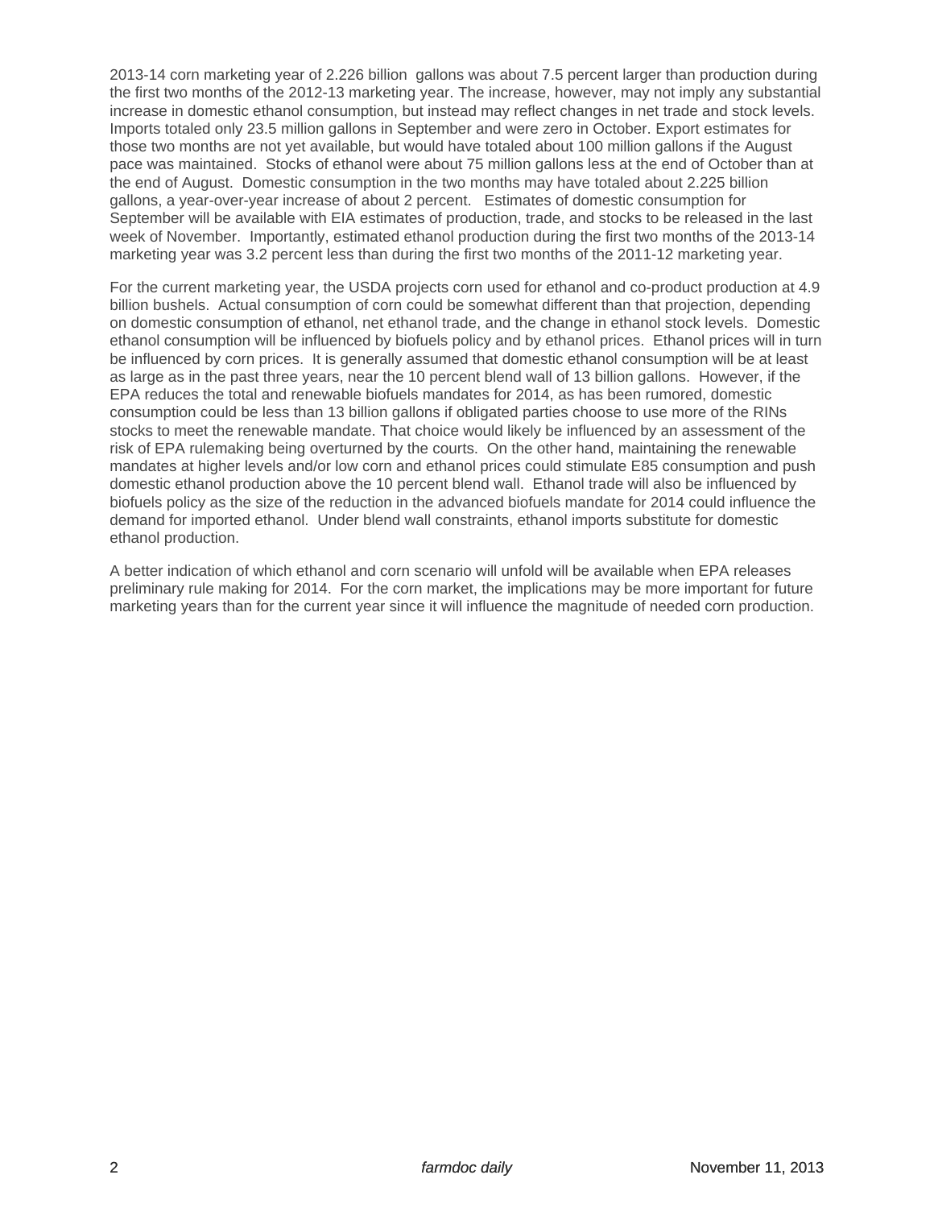2013-14 corn marketing year of 2.226 billion gallons was about 7.5 percent larger than production during the first two months of the 2012-13 marketing year. The increase, however, may not imply any substantial increase in domestic ethanol consumption, but instead may reflect changes in net trade and stock levels. Imports totaled only 23.5 million gallons in September and were zero in October. Export estimates for those two months are not yet available, but would have totaled about 100 million gallons if the August pace was maintained. Stocks of ethanol were about 75 million gallons less at the end of October than at the end of August. Domestic consumption in the two months may have totaled about 2.225 billion gallons, a year-over-year increase of about 2 percent. Estimates of domestic consumption for September will be available with EIA estimates of production, trade, and stocks to be released in the last week of November. Importantly, estimated ethanol production during the first two months of the 2013-14 marketing year was 3.2 percent less than during the first two months of the 2011-12 marketing year.

For the current marketing year, the USDA projects corn used for ethanol and co-product production at 4.9 billion bushels. Actual consumption of corn could be somewhat different than that projection, depending on domestic consumption of ethanol, net ethanol trade, and the change in ethanol stock levels. Domestic ethanol consumption will be influenced by biofuels policy and by ethanol prices. Ethanol prices will in turn be influenced by corn prices. It is generally assumed that domestic ethanol consumption will be at least as large as in the past three years, near the 10 percent blend wall of 13 billion gallons. However, if the EPA reduces the total and renewable biofuels mandates for 2014, as has been rumored, domestic consumption could be less than 13 billion gallons if obligated parties choose to use more of the RINs stocks to meet the renewable mandate. That choice would likely be influenced by an assessment of the risk of EPA rulemaking being overturned by the courts. On the other hand, maintaining the renewable mandates at higher levels and/or low corn and ethanol prices could stimulate E85 consumption and push domestic ethanol production above the 10 percent blend wall. Ethanol trade will also be influenced by biofuels policy as the size of the reduction in the advanced biofuels mandate for 2014 could influence the demand for imported ethanol. Under blend wall constraints, ethanol imports substitute for domestic ethanol production.

A better indication of which ethanol and corn scenario will unfold will be available when EPA releases preliminary rule making for 2014. For the corn market, the implications may be more important for future marketing years than for the current year since it will influence the magnitude of needed corn production.